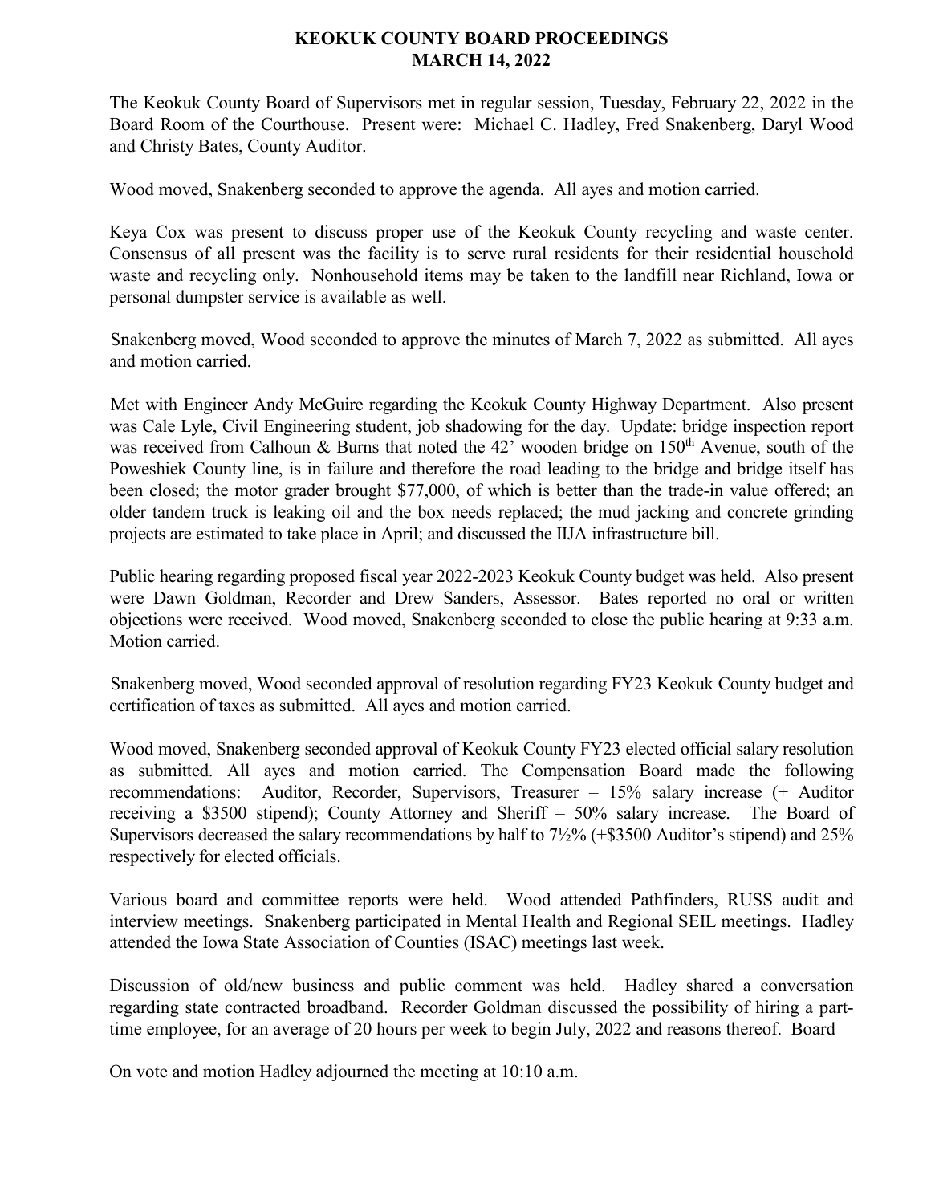# KEOKUK COUNTY BOARD PROCEEDINGS
## MARCH 14, 2022

The Keokuk County Board of Supervisors met in regular session, Tuesday, February 22, 2022 in the Board Room of the Courthouse. Present were: Michael C. Hadley, Fred Snakenberg, Daryl Wood and Christy Bates, County Auditor.

Wood moved, Snakenberg seconded to approve the agenda. All ayes and motion carried.

Keya Cox was present to discuss proper use of the Keokuk County recycling and waste center. Consensus of all present was the facility is to serve rural residents for their residential household waste and recycling only. Nonhousehold items may be taken to the landfill near Richland, Iowa or personal dumpster service is available as well.

Snakenberg moved, Wood seconded to approve the minutes of March 7, 2022 as submitted. All ayes and motion carried.

Met with Engineer Andy McGuire regarding the Keokuk County Highway Department. Also present was Cale Lyle, Civil Engineering student, job shadowing for the day. Update: bridge inspection report was received from Calhoun & Burns that noted the 42' wooden bridge on 150th Avenue, south of the Poweshiek County line, is in failure and therefore the road leading to the bridge and bridge itself has been closed; the motor grader brought $77,000, of which is better than the trade-in value offered; an older tandem truck is leaking oil and the box needs replaced; the mud jacking and concrete grinding projects are estimated to take place in April; and discussed the IIJA infrastructure bill.

Public hearing regarding proposed fiscal year 2022-2023 Keokuk County budget was held. Also present were Dawn Goldman, Recorder and Drew Sanders, Assessor. Bates reported no oral or written objections were received. Wood moved, Snakenberg seconded to close the public hearing at 9:33 a.m. Motion carried.

Snakenberg moved, Wood seconded approval of resolution regarding FY23 Keokuk County budget and certification of taxes as submitted. All ayes and motion carried.

Wood moved, Snakenberg seconded approval of Keokuk County FY23 elected official salary resolution as submitted. All ayes and motion carried. The Compensation Board made the following recommendations: Auditor, Recorder, Supervisors, Treasurer – 15% salary increase (+ Auditor receiving a $3500 stipend); County Attorney and Sheriff – 50% salary increase. The Board of Supervisors decreased the salary recommendations by half to 7½% (+$3500 Auditor's stipend) and 25% respectively for elected officials.

Various board and committee reports were held. Wood attended Pathfinders, RUSS audit and interview meetings. Snakenberg participated in Mental Health and Regional SEIL meetings. Hadley attended the Iowa State Association of Counties (ISAC) meetings last week.

Discussion of old/new business and public comment was held. Hadley shared a conversation regarding state contracted broadband. Recorder Goldman discussed the possibility of hiring a part-time employee, for an average of 20 hours per week to begin July, 2022 and reasons thereof. Board

On vote and motion Hadley adjourned the meeting at 10:10 a.m.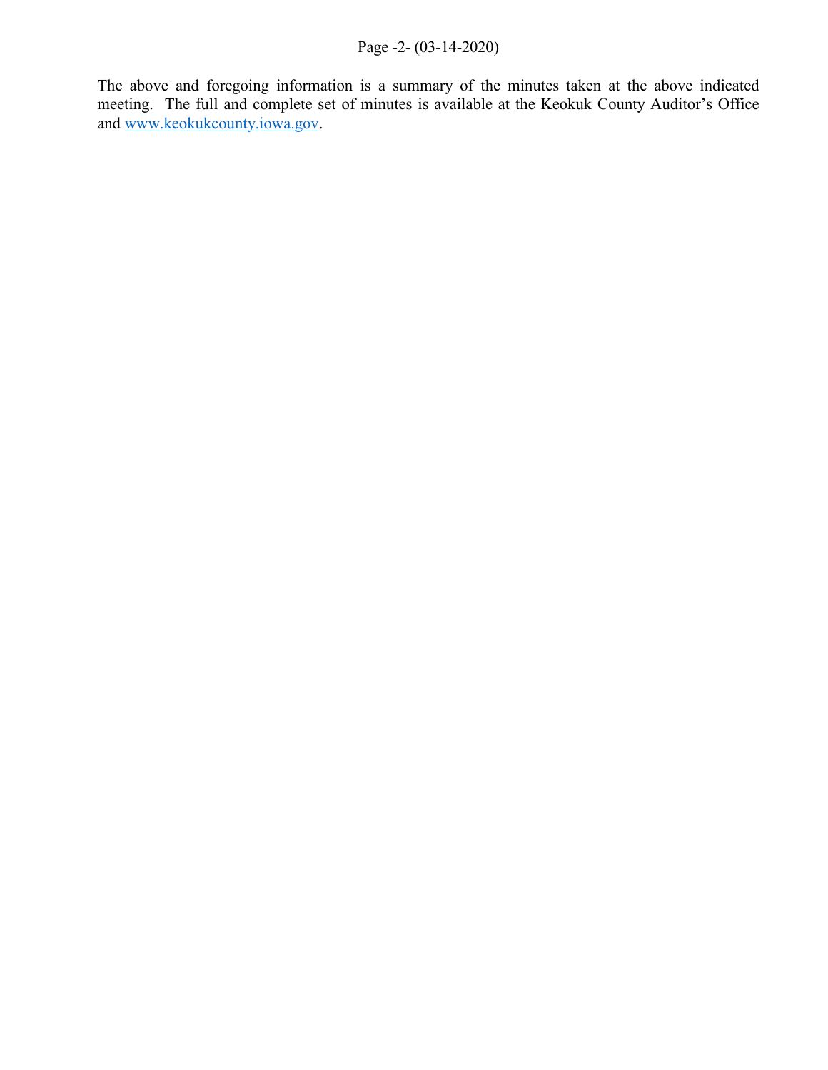The above and foregoing information is a summary of the minutes taken at the above indicated meeting. The full and complete set of minutes is available at the Keokuk County Auditor's Office and www.keokukcounty.iowa.gov.